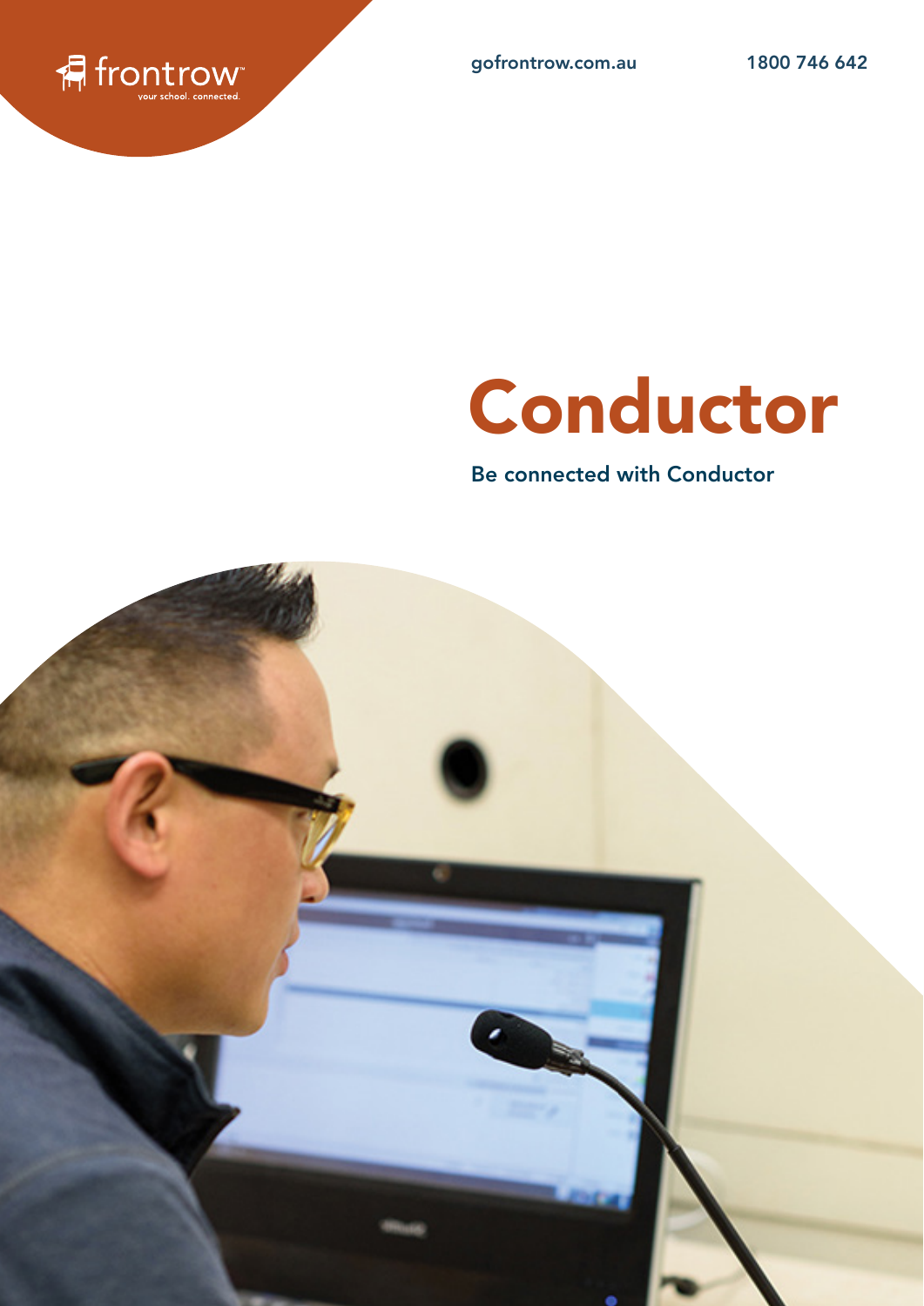frontrow
your school. connected.

gofrontrow.com.au

1800 746 642

# Conductor

Be connected with Conductor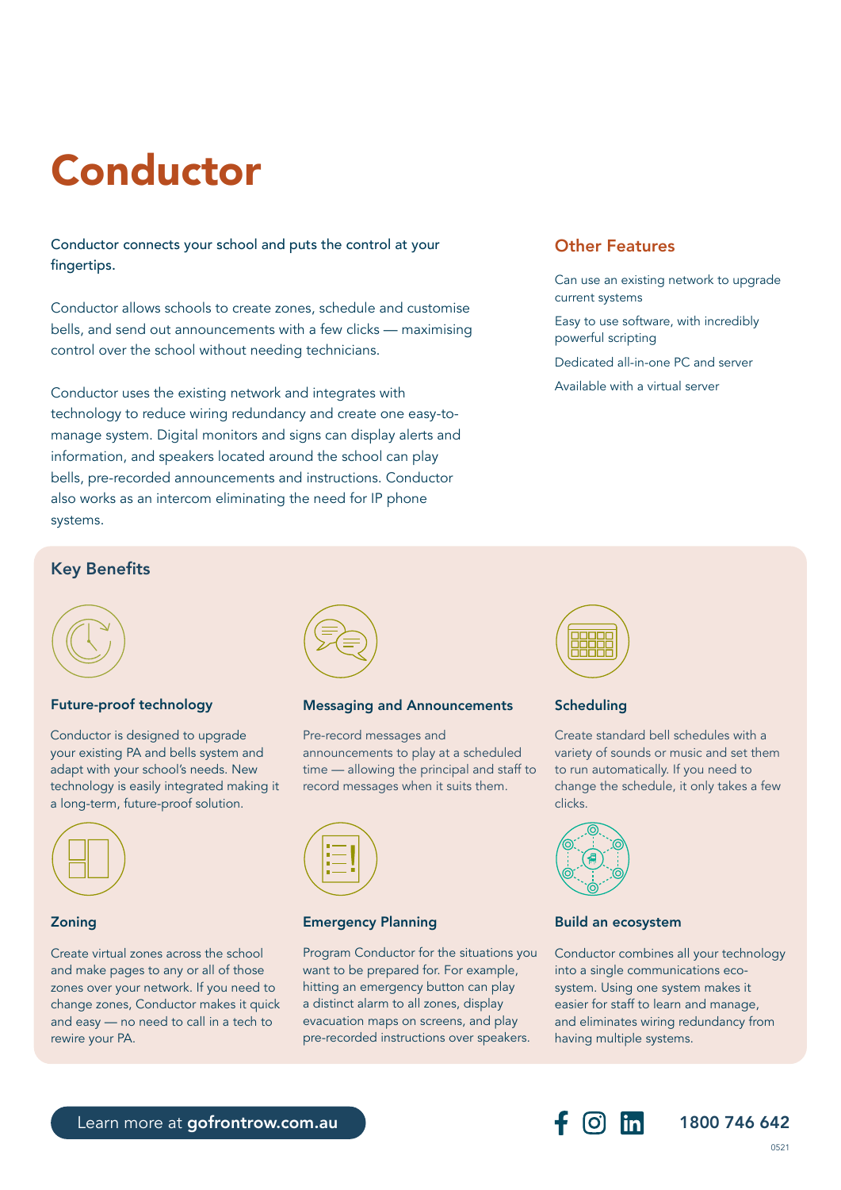# Conductor

Conductor connects your school and puts the control at your fingertips.

Conductor allows schools to create zones, schedule and customise bells, and send out announcements with a few clicks — maximising control over the school without needing technicians.

Conductor uses the existing network and integrates with technology to reduce wiring redundancy and create one easy-to-manage system. Digital monitors and signs can display alerts and information, and speakers located around the school can play bells, pre-recorded announcements and instructions. Conductor also works as an intercom eliminating the need for IP phone systems.

## Other Features

- Can use an existing network to upgrade current systems
- Easy to use software, with incredibly powerful scripting
- Dedicated all-in-one PC and server
- Available with a virtual server

## Key Benefits

### Future-proof technology

Conductor is designed to upgrade your existing PA and bells system and adapt with your school's needs. New technology is easily integrated making it a long-term, future-proof solution.

### Messaging and Announcements

Pre-record messages and announcements to play at a scheduled time — allowing the principal and staff to record messages when it suits them.

### Scheduling

Create standard bell schedules with a variety of sounds or music and set them to run automatically. If you need to change the schedule, it only takes a few clicks.

### Zoning

Create virtual zones across the school and make pages to any or all of those zones over your network. If you need to change zones, Conductor makes it quick and easy — no need to call in a tech to rewire your PA.

### Emergency Planning

Program Conductor for the situations you want to be prepared for. For example, hitting an emergency button can play a distinct alarm to all zones, display evacuation maps on screens, and play pre-recorded instructions over speakers.

### Build an ecosystem

Conductor combines all your technology into a single communications eco-system. Using one system makes it easier for staff to learn and manage, and eliminates wiring redundancy from having multiple systems.

Learn more at **gofrontrow.com.au**

1800 746 642

0521